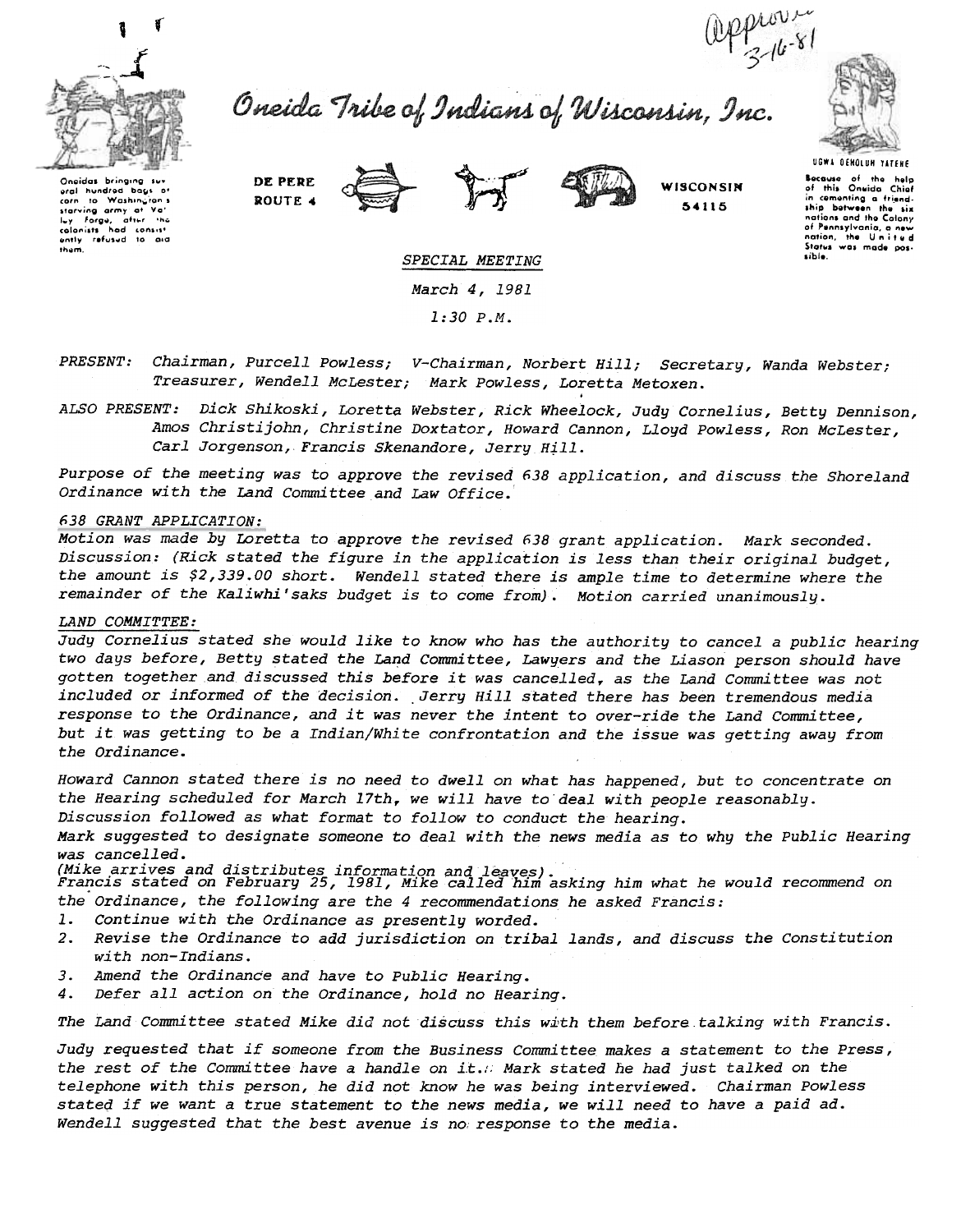Approved 3-16-81

# Oneida Tribe of Indians of Wisconsin, Inc.

Oneidas bringing several hundred bags of corn to Washington's starving army at Valley Forge, after the colonists had consistently refused to aid them.

DE PERE ROUTE 4 WISCONSIN 54115

UGWA DEHOLUH YATEHE

Because of the help of this Oneida Chief in cementing a friendship between the six nations and the Colony of Pennsylvania, a new nation, the United States was made possible.

*SPECIAL MEETING*

*March 4, 1981*

*1:30 P.M.*

*PRESENT:* *Chairman, Purcell Powless; V-Chairman, Norbert Hill; Secretary, Wanda Webster; Treasurer, Wendell McLester; Mark Powless, Loretta Metoxen.*

*ALSO PRESENT:* *Dick Shikoski, Loretta Webster, Rick Wheelock, Judy Cornelius, Betty Dennison, Amos Christijohn, Christine Doxtator, Howard Cannon, Lloyd Powless, Ron McLester, Carl Jorgenson, Francis Skenandore, Jerry Hill.*

*Purpose of the meeting was to approve the revised 638 application, and discuss the Shoreland Ordinance with the Land Committee and Law Office.*

*638 GRANT APPLICATION:*

*Motion was made by Loretta to approve the revised 638 grant application. Mark seconded. Discussion: (Rick stated the figure in the application is less than their original budget, the amount is $2,339.00 short. Wendell stated there is ample time to determine where the remainder of the Kaliwhi'saks budget is to come from). Motion carried unanimously.*

*LAND COMMITTEE:*

*Judy Cornelius stated she would like to know who has the authority to cancel a public hearing two days before, Betty stated the Land Committee, Lawyers and the Liason person should have gotten together and discussed this before it was cancelled, as the Land Committee was not included or informed of the decision. Jerry Hill stated there has been tremendous media response to the Ordinance, and it was never the intent to over-ride the Land Committee, but it was getting to be a Indian/White confrontation and the issue was getting away from the Ordinance.*

*Howard Cannon stated there is no need to dwell on what has happened, but to concentrate on the Hearing scheduled for March 17th, we will have to deal with people reasonably. Discussion followed as what format to follow to conduct the hearing. Mark suggested to designate someone to deal with the news media as to why the Public Hearing was cancelled.*

*(Mike arrives and distributes information and leaves).*
*Francis stated on February 25, 1981, Mike called him asking him what he would recommend on the Ordinance, the following are the 4 recommendations he asked Francis:*

1. *Continue with the Ordinance as presently worded.*
2. *Revise the Ordinance to add jurisdiction on tribal lands, and discuss the Constitution with non-Indians.*
3. *Amend the Ordinance and have to Public Hearing.*
4. *Defer all action on the Ordinance, hold no Hearing.*

*The Land Committee stated Mike did not discuss this with them before talking with Francis.*

*Judy requested that if someone from the Business Committee makes a statement to the Press, the rest of the Committee have a handle on it. Mark stated he had just talked on the telephone with this person, he did not know he was being interviewed. Chairman Powless stated if we want a true statement to the news media, we will need to have a paid ad. Wendell suggested that the best avenue is no response to the media.*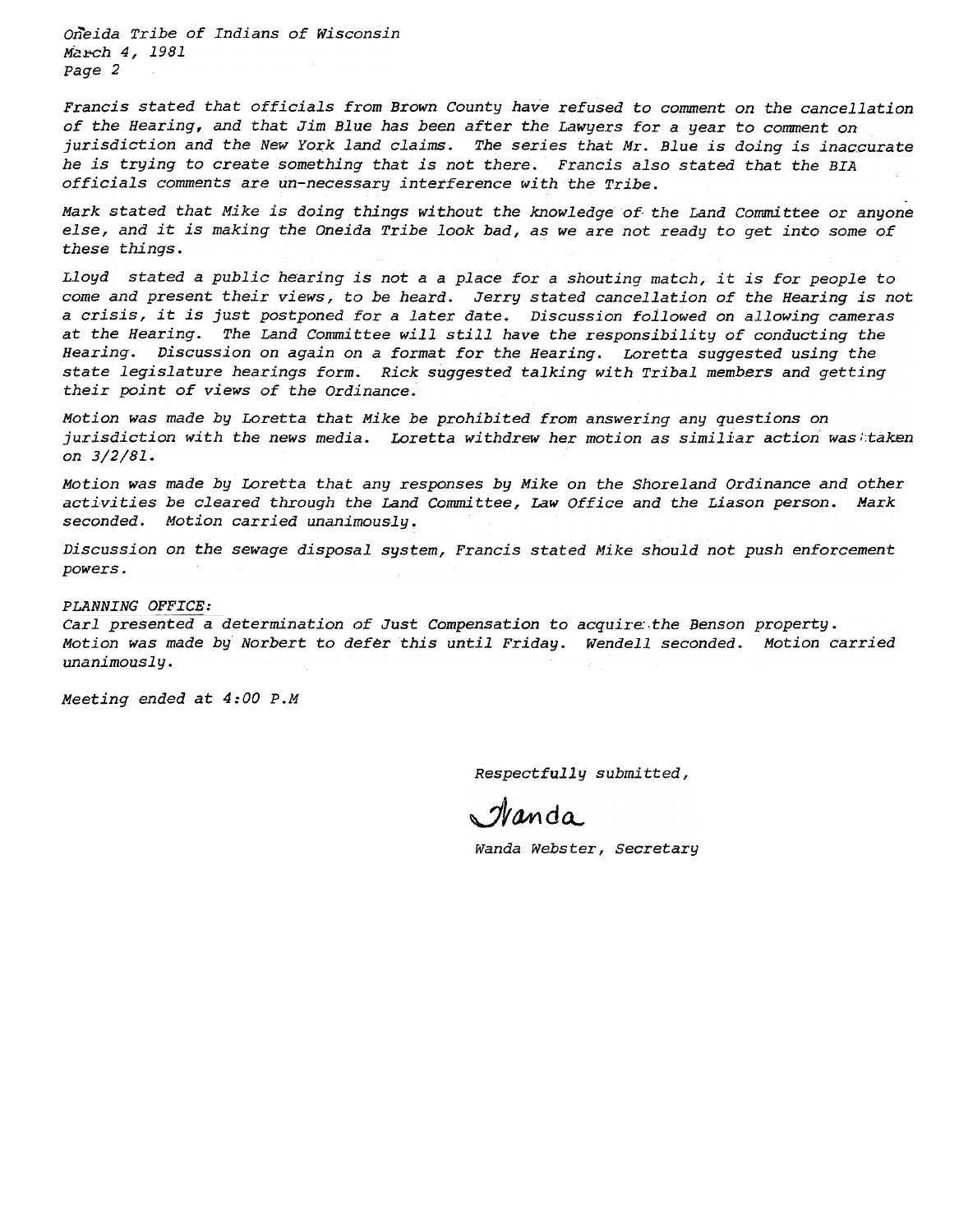Francis stated that officials from Brown County have refused to comment on the cancellation of the Hearing, and that Jim Blue has been after the Lawyers for a year to comment on jurisdiction and the New York land claims. The series that Mr. Blue is doing is inaccurate he is trying to create something that is not there. Francis also stated that the BIA officials comments are un-necessary interference with the Tribe.

Mark stated that Mike is doing things without the knowledge of the Land Committee or anyone else, and it is making the Oneida Tribe look bad, as we are not ready to get into some of these things.

Lloyd stated a public hearing is not a a place for a shouting match, it is for people to come and present their views, to be heard. Jerry stated cancellation of the Hearing is not a crisis, it is just postponed for a later date. Discussion followed on allowing cameras at the Hearing. The Land Committee will still have the responsibility of conducting the Hearing. Discussion on again on a format for the Hearing. Loretta suggested using the state legislature hearings form. Rick suggested talking with Tribal members and getting their point of views of the Ordinance.

Motion was made by Loretta that Mike be prohibited from answering any questions on jurisdiction with the news media. Loretta withdrew her motion as similiar action was taken on 3/2/81.

Motion was made by Loretta that any responses by Mike on the Shoreland Ordinance and other activities be cleared through the Land Committee, Law Office and the Liason person. Mark seconded. Motion carried unanimously.

Discussion on the sewage disposal system, Francis stated Mike should not push enforcement powers.

PLANNING OFFICE:
Carl presented a determination of Just Compensation to acquire the Benson property. Motion was made by Norbert to defer this until Friday. Wendell seconded. Motion carried unanimously.

Meeting ended at 4:00 P.M

Respectfully submitted,

Wanda

Wanda Webster, Secretary